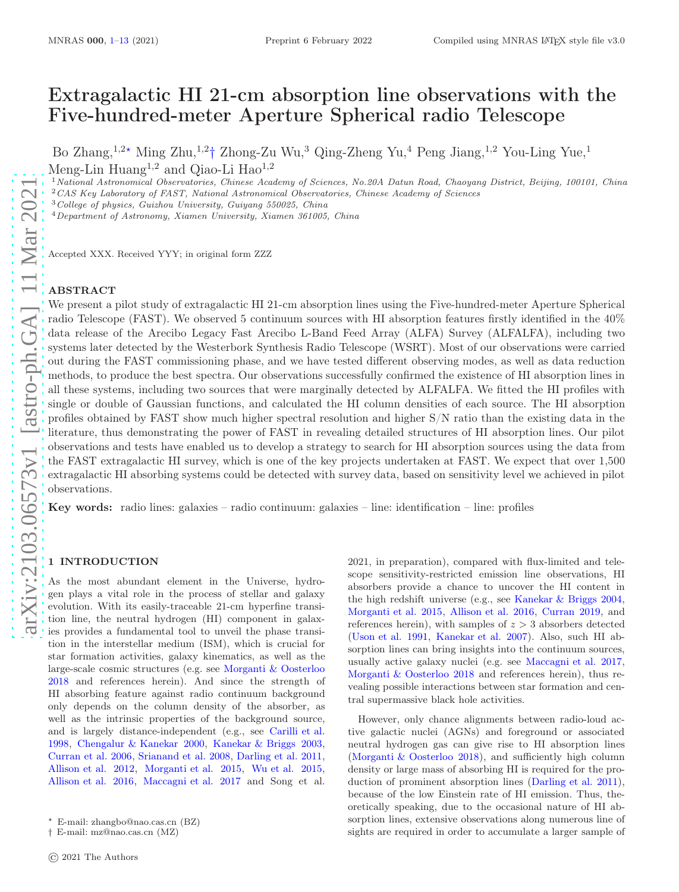# Extragalactic HI 21-cm absorption line observations with the Five-hundred-meter Aperture Spherical radio Telescope

Bo Zhang,[1,2⋆] Ming Zhu,[1,2†] Zhong-Zu Wu,[3] Qing-Zheng Yu,[4] Peng Jiang,[1,2] You-Ling Yue,[1] Meng-Lin Huang[1,2] and Qiao-Li Hao[1,2]

[1] *National Astronomical Observatories, Chinese Academy of Sciences, No.20A Datun Road, Chaoyang District, Beijing, 100101, China*
[2] *CAS Key Laboratory of FAST, National Astronomical Observatories, Chinese Academy of Sciences*
[3] *College of physics, Guizhou University, Guiyang 550025, China*
[4] *Department of Astronomy, Xiamen University, Xiamen 361005, China*

Accepted XXX. Received YYY; in original form ZZZ

## ABSTRACT

We present a pilot study of extragalactic HI 21-cm absorption lines using the Five-hundred-meter Aperture Spherical radio Telescope (FAST). We observed 5 continuum sources with HI absorption features firstly identified in the 40% data release of the Arecibo Legacy Fast Arecibo L-Band Feed Array (ALFA) Survey (ALFALFA), including two systems later detected by the Westerbork Synthesis Radio Telescope (WSRT). Most of our observations were carried out during the FAST commissioning phase, and we have tested different observing modes, as well as data reduction methods, to produce the best spectra. Our observations successfully confirmed the existence of HI absorption lines in all these systems, including two sources that were marginally detected by ALFALFA. We fitted the HI profiles with single or double of Gaussian functions, and calculated the HI column densities of each source. The HI absorption profiles obtained by FAST show much higher spectral resolution and higher S/N ratio than the existing data in the literature, thus demonstrating the power of FAST in revealing detailed structures of HI absorption lines. Our pilot observations and tests have enabled us to develop a strategy to search for HI absorption sources using the data from the FAST extragalactic HI survey, which is one of the key projects undertaken at FAST. We expect that over 1,500 extragalactic HI absorbing systems could be detected with survey data, based on sensitivity level we achieved in pilot observations.

**Key words:** radio lines: galaxies – radio continuum: galaxies – line: identification – line: profiles

## 1 INTRODUCTION

As the most abundant element in the Universe, hydrogen plays a vital role in the process of stellar and galaxy evolution. With its easily-traceable 21-cm hyperfine transition line, the neutral hydrogen (HI) component in galaxies provides a fundamental tool to unveil the phase transition in the interstellar medium (ISM), which is crucial for star formation activities, galaxy kinematics, as well as the large-scale cosmic structures (e.g. see Morganti & Oosterloo 2018 and references herein). And since the strength of HI absorbing feature against radio continuum background only depends on the column density of the absorber, as well as the intrinsic properties of the background source, and is largely distance-independent (e.g., see Carilli et al. 1998, Chengalur & Kanekar 2000, Kanekar & Briggs 2003, Curran et al. 2006, Srianand et al. 2008, Darling et al. 2011, Allison et al. 2012, Morganti et al. 2015, Wu et al. 2015, Allison et al. 2016, Maccagni et al. 2017 and Song et al. 2021, in preparation), compared with flux-limited and telescope sensitivity-restricted emission line observations, HI absorbers provide a chance to uncover the HI content in the high redshift universe (e.g., see Kanekar & Briggs 2004, Morganti et al. 2015, Allison et al. 2016, Curran 2019, and references herein), with samples of $z > 3$ absorbers detected (Uson et al. 1991, Kanekar et al. 2007). Also, such HI absorption lines can bring insights into the continuum sources, usually active galaxy nuclei (e.g. see Maccagni et al. 2017, Morganti & Oosterloo 2018 and references herein), thus revealing possible interactions between star formation and central supermassive black hole activities.

However, only chance alignments between radio-loud active galactic nuclei (AGNs) and foreground or associated neutral hydrogen gas can give rise to HI absorption lines (Morganti & Oosterloo 2018), and sufficiently high column density or large mass of absorbing HI is required for the production of prominent absorption lines (Darling et al. 2011), because of the low Einstein rate of HI emission. Thus, theoretically speaking, due to the occasional nature of HI absorption lines, extensive observations along numerous line of sights are required in order to accumulate a larger sample of

⋆ E-mail: zhangbo@nao.cas.cn (BZ)
† E-mail: mz@nao.cas.cn (MZ)

© 2021 The Authors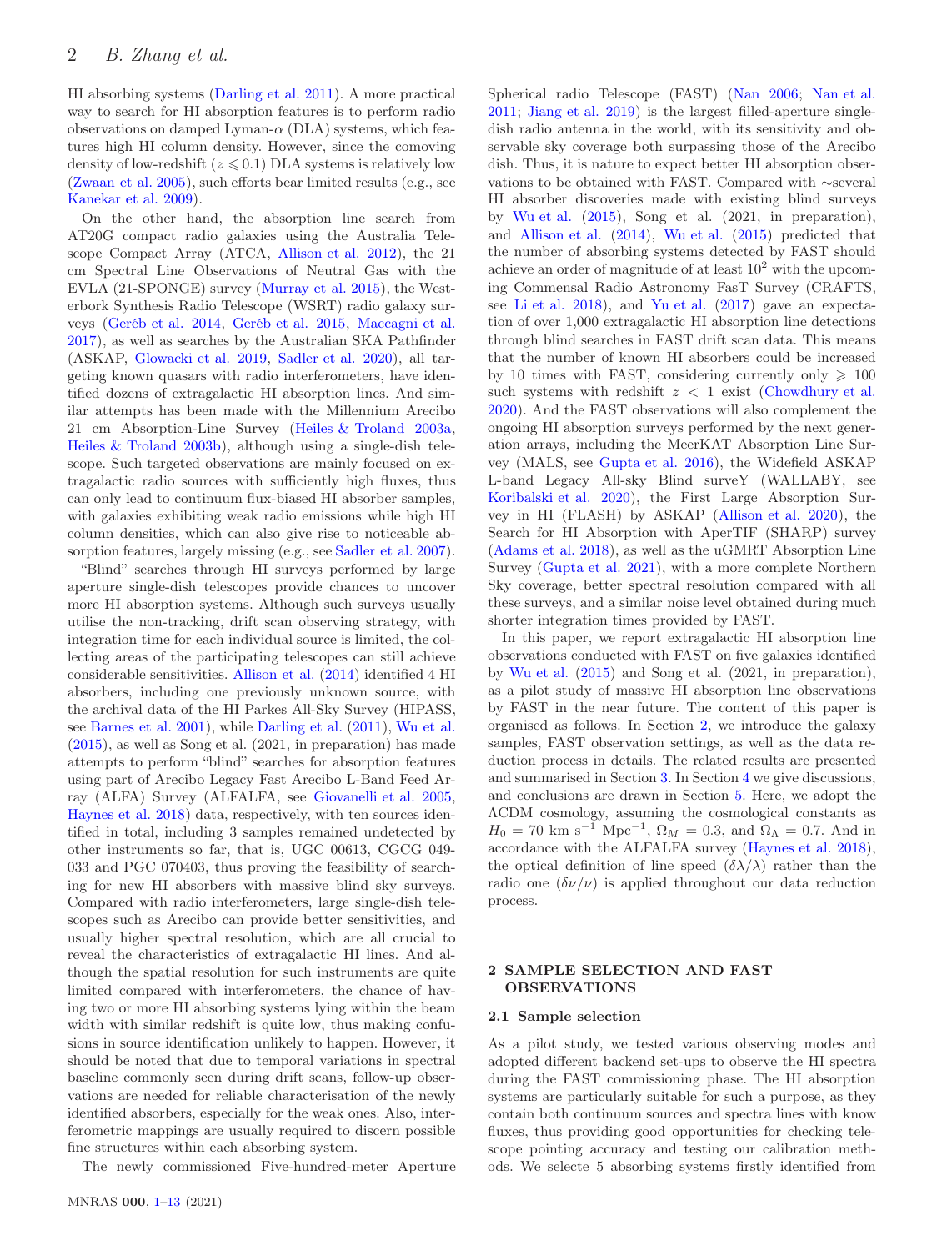HI absorbing systems (Darling et al. 2011). A more practical way to search for HI absorption features is to perform radio observations on damped Lyman-$\alpha$ (DLA) systems, which features high HI column density. However, since the comoving density of low-redshift ($z \leqslant 0.1$) DLA systems is relatively low (Zwaan et al. 2005), such efforts bear limited results (e.g., see Kanekar et al. 2009).

On the other hand, the absorption line search from AT20G compact radio galaxies using the Australia Telescope Compact Array (ATCA, Allison et al. 2012), the 21 cm Spectral Line Observations of Neutral Gas with the EVLA (21-SPONGE) survey (Murray et al. 2015), the Westerbork Synthesis Radio Telescope (WSRT) radio galaxy surveys (Geréb et al. 2014, Geréb et al. 2015, Maccagni et al. 2017), as well as searches by the Australian SKA Pathfinder (ASKAP, Glowacki et al. 2019, Sadler et al. 2020), all targeting known quasars with radio interferometers, have identified dozens of extragalactic HI absorption lines. And similar attempts has been made with the Millennium Arecibo 21 cm Absorption-Line Survey (Heiles & Troland 2003a, Heiles & Troland 2003b), although using a single-dish telescope. Such targeted observations are mainly focused on extragalactic radio sources with sufficiently high fluxes, thus can only lead to continuum flux-biased HI absorber samples, with galaxies exhibiting weak radio emissions while high HI column densities, which can also give rise to noticeable absorption features, largely missing (e.g., see Sadler et al. 2007).

"Blind" searches through HI surveys performed by large aperture single-dish telescopes provide chances to uncover more HI absorption systems. Although such surveys usually utilise the non-tracking, drift scan observing strategy, with integration time for each individual source is limited, the collecting areas of the participating telescopes can still achieve considerable sensitivities. Allison et al. (2014) identified 4 HI absorbers, including one previously unknown source, with the archival data of the HI Parkes All-Sky Survey (HIPASS, see Barnes et al. 2001), while Darling et al. (2011), Wu et al. (2015), as well as Song et al. (2021, in preparation) has made attempts to perform "blind" searches for absorption features using part of Arecibo Legacy Fast Arecibo L-Band Feed Array (ALFA) Survey (ALFALFA, see Giovanelli et al. 2005, Haynes et al. 2018) data, respectively, with ten sources identified in total, including 3 samples remained undetected by other instruments so far, that is, UGC 00613, CGCG 049-033 and PGC 070403, thus proving the feasibility of searching for new HI absorbers with massive blind sky surveys. Compared with radio interferometers, large single-dish telescopes such as Arecibo can provide better sensitivities, and usually higher spectral resolution, which are all crucial to reveal the characteristics of extragalactic HI lines. And although the spatial resolution for such instruments are quite limited compared with interferometers, the chance of having two or more HI absorbing systems lying within the beam width with similar redshift is quite low, thus making confusions in source identification unlikely to happen. However, it should be noted that due to temporal variations in spectral baseline commonly seen during drift scans, follow-up observations are needed for reliable characterisation of the newly identified absorbers, especially for the weak ones. Also, interferometric mappings are usually required to discern possible fine structures within each absorbing system.

The newly commissioned Five-hundred-meter Aperture Spherical radio Telescope (FAST) (Nan 2006; Nan et al. 2011; Jiang et al. 2019) is the largest filled-aperture single-dish radio antenna in the world, with its sensitivity and observable sky coverage both surpassing those of the Arecibo dish. Thus, it is nature to expect better HI absorption observations to be obtained with FAST. Compared with ∼several HI absorber discoveries made with existing blind surveys by Wu et al. (2015), Song et al. (2021, in preparation), and Allison et al. (2014), Wu et al. (2015) predicted that the number of absorbing systems detected by FAST should achieve an order of magnitude of at least $10^2$ with the upcoming Commensal Radio Astronomy FasT Survey (CRAFTS, see Li et al. 2018), and Yu et al. (2017) gave an expectation of over 1,000 extragalactic HI absorption line detections through blind searches in FAST drift scan data. This means that the number of known HI absorbers could be increased by 10 times with FAST, considering currently only $\geqslant 100$ such systems with redshift $z < 1$ exist (Chowdhury et al. 2020). And the FAST observations will also complement the ongoing HI absorption surveys performed by the next generation arrays, including the MeerKAT Absorption Line Survey (MALS, see Gupta et al. 2016), the Widefield ASKAP L-band Legacy All-sky Blind surveY (WALLABY, see Koribalski et al. 2020), the First Large Absorption Survey in HI (FLASH) by ASKAP (Allison et al. 2020), the Search for HI Absorption with AperTIF (SHARP) survey (Adams et al. 2018), as well as the uGMRT Absorption Line Survey (Gupta et al. 2021), with a more complete Northern Sky coverage, better spectral resolution compared with all these surveys, and a similar noise level obtained during much shorter integration times provided by FAST.

In this paper, we report extragalactic HI absorption line observations conducted with FAST on five galaxies identified by Wu et al. (2015) and Song et al. (2021, in preparation), as a pilot study of massive HI absorption line observations by FAST in the near future. The content of this paper is organised as follows. In Section 2, we introduce the galaxy samples, FAST observation settings, as well as the data reduction process in details. The related results are presented and summarised in Section 3. In Section 4 we give discussions, and conclusions are drawn in Section 5. Here, we adopt the ΛCDM cosmology, assuming the cosmological constants as $H_0 = 70$ km s$^{-1}$ Mpc$^{-1}$, $\Omega_M = 0.3$, and $\Omega_\Lambda = 0.7$. And in accordance with the ALFALFA survey (Haynes et al. 2018), the optical definition of line speed ($\delta\lambda/\lambda$) rather than the radio one ($\delta\nu/\nu$) is applied throughout our data reduction process.

## 2 SAMPLE SELECTION AND FAST OBSERVATIONS

### 2.1 Sample selection

As a pilot study, we tested various observing modes and adopted different backend set-ups to observe the HI spectra during the FAST commissioning phase. The HI absorption systems are particularly suitable for such a purpose, as they contain both continuum sources and spectra lines with know fluxes, thus providing good opportunities for checking telescope pointing accuracy and testing our calibration methods. We selecte 5 absorbing systems firstly identified from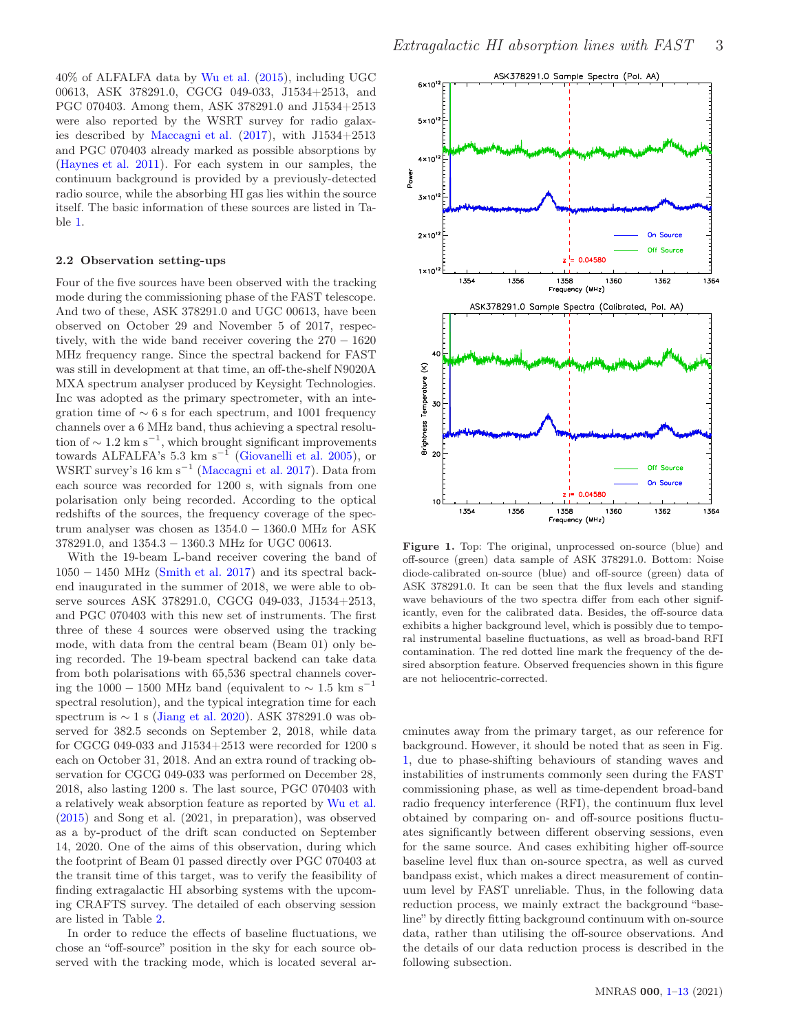40% of ALFALFA data by Wu et al. (2015), including UGC 00613, ASK 378291.0, CGCG 049-033, J1534+2513, and PGC 070403. Among them, ASK 378291.0 and J1534+2513 were also reported by the WSRT survey for radio galaxies described by Maccagni et al. (2017), with J1534+2513 and PGC 070403 already marked as possible absorptions by (Haynes et al. 2011). For each system in our samples, the continuum background is provided by a previously-detected radio source, while the absorbing HI gas lies within the source itself. The basic information of these sources are listed in Table 1.

### 2.2 Observation setting-ups

Four of the five sources have been observed with the tracking mode during the commissioning phase of the FAST telescope. And two of these, ASK 378291.0 and UGC 00613, have been observed on October 29 and November 5 of 2017, respectively, with the wide band receiver covering the $270-1620$ MHz frequency range. Since the spectral backend for FAST was still in development at that time, an off-the-shelf N9020A MXA spectrum analyser produced by Keysight Technologies. Inc was adopted as the primary spectrometer, with an integration time of $\sim 6$ s for each spectrum, and 1001 frequency channels over a 6 MHz band, thus achieving a spectral resolution of $\sim 1.2$ km s$^{-1}$, which brought significant improvements towards ALFALFA's 5.3 km s$^{-1}$ (Giovanelli et al. 2005), or WSRT survey's 16 km s$^{-1}$ (Maccagni et al. 2017). Data from each source was recorded for 1200 s, with signals from one polarisation only being recorded. According to the optical redshifts of the sources, the frequency coverage of the spectrum analyser was chosen as $1354.0-1360.0$ MHz for ASK 378291.0, and $1354.3-1360.3$ MHz for UGC 00613.

With the 19-beam L-band receiver covering the band of $1050-1450$ MHz (Smith et al. 2017) and its spectral backend inaugurated in the summer of 2018, we were able to observe sources ASK 378291.0, CGCG 049-033, J1534+2513, and PGC 070403 with this new set of instruments. The first three of these 4 sources were observed using the tracking mode, with data from the central beam (Beam 01) only being recorded. The 19-beam spectral backend can take data from both polarisations with 65,536 spectral channels covering the $1000-1500$ MHz band (equivalent to $\sim 1.5$ km s$^{-1}$ spectral resolution), and the typical integration time for each spectrum is $\sim 1$ s (Jiang et al. 2020). ASK 378291.0 was observed for 382.5 seconds on September 2, 2018, while data for CGCG 049-033 and J1534+2513 were recorded for 1200 s each on October 31, 2018. And an extra round of tracking observation for CGCG 049-033 was performed on December 28, 2018, also lasting 1200 s. The last source, PGC 070403 with a relatively weak absorption feature as reported by Wu et al. (2015) and Song et al. (2021, in preparation), was observed as a by-product of the drift scan conducted on September 14, 2020. One of the aims of this observation, during which the footprint of Beam 01 passed directly over PGC 070403 at the transit time of this target, was to verify the feasibility of finding extragalactic HI absorbing systems with the upcoming CRAFTS survey. The detailed of each observing session are listed in Table 2.

In order to reduce the effects of baseline fluctuations, we chose an "off-source" position in the sky for each source observed with the tracking mode, which is located several arcminutes away from the primary target, as our reference for background. However, it should be noted that as seen in Fig. 1, due to phase-shifting behaviours of standing waves and instabilities of instruments commonly seen during the FAST commissioning phase, as well as time-dependent broad-band radio frequency interference (RFI), the continuum flux level obtained by comparing on- and off-source positions fluctuates significantly between different observing sessions, even for the same source. And cases exhibiting higher off-source baseline level flux than on-source spectra, as well as curved bandpass exist, which makes a direct measurement of continuum level by FAST unreliable. Thus, in the following data reduction process, we mainly extract the background "baseline" by directly fitting background continuum with on-source data, rather than utilising the off-source observations. And the details of our data reduction process is described in the following subsection.

**Figure 1.** Top: The original, unprocessed on-source (blue) and off-source (green) data sample of ASK 378291.0. Bottom: Noise diode-calibrated on-source (blue) and off-source (green) data of ASK 378291.0. It can be seen that the flux levels and standing wave behaviours of the two spectra differ from each other significantly, even for the calibrated data. Besides, the off-source data exhibits a higher background level, which is possibly due to temporal instrumental baseline fluctuations, as well as broad-band RFI contamination. The red dotted line mark the frequency of the desired absorption feature. Observed frequencies shown in this figure are not heliocentric-corrected.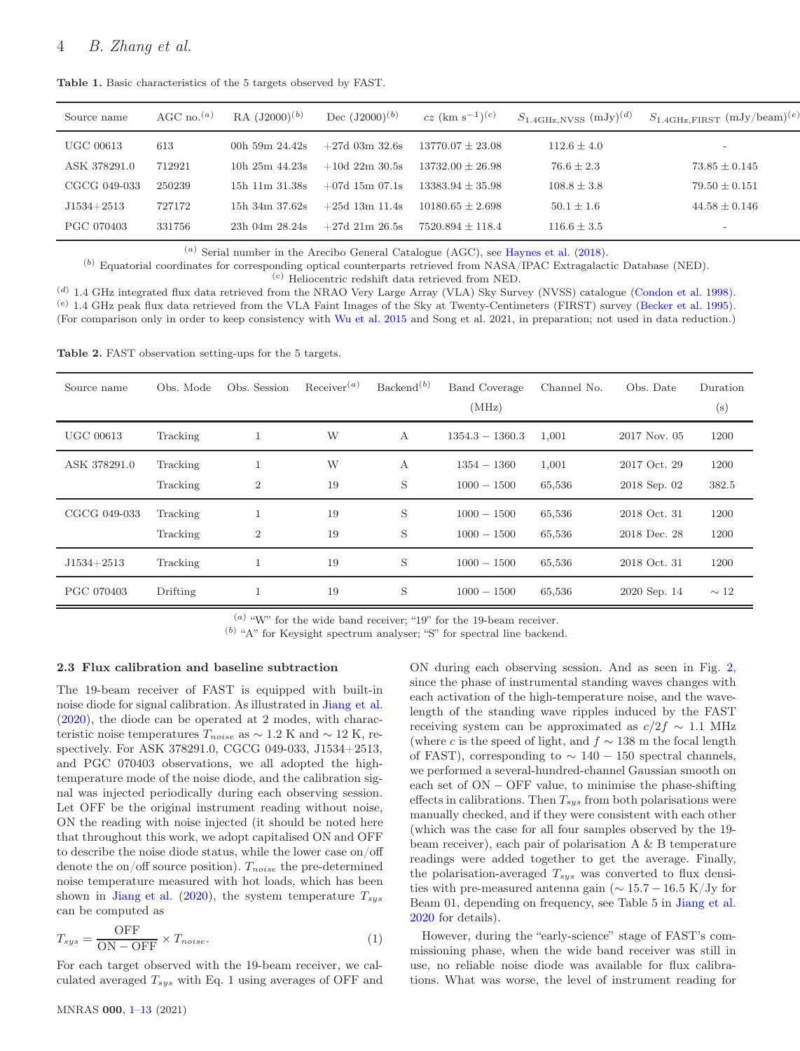**Table 1.** Basic characteristics of the 5 targets observed by FAST.

| Source name | AGC no.[(a)] | RA (J2000)[(b)] | Dec (J2000)[(b)] | $cz$ (km s$^{-1}$)[(c)] | $S_{1.4\mathrm{GHz,NVSS}}$ (mJy)[(d)] | $S_{1.4\mathrm{GHz,FIRST}}$ (mJy/beam)[(e)] |
|---|---|---|---|---|---|---|
| UGC 00613 | 613 | 00h 59m 24.42s | +27d 03m 32.6s | $13770.07 \pm 23.08$ | $112.6 \pm 4.0$ | - |
| ASK 378291.0 | 712921 | 10h 25m 44.23s | +10d 22m 30.5s | $13732.00 \pm 26.98$ | $76.6 \pm 2.3$ | $73.85 \pm 0.145$ |
| CGCG 049-033 | 250239 | 15h 11m 31.38s | +07d 15m 07.1s | $13383.94 \pm 35.98$ | $108.8 \pm 3.8$ | $79.50 \pm 0.151$ |
| J1534+2513 | 727172 | 15h 34m 37.62s | +25d 13m 11.4s | $10180.65 \pm 2.698$ | $50.1 \pm 1.6$ | $44.58 \pm 0.146$ |
| PGC 070403 | 331756 | 23h 04m 28.24s | +27d 21m 26.5s | $7520.894 \pm 118.4$ | $116.6 \pm 3.5$ | - |

[(a)] Serial number in the Arecibo General Catalogue (AGC), see Haynes et al. (2018).
[(b)] Equatorial coordinates for corresponding optical counterparts retrieved from NASA/IPAC Extragalactic Database (NED).
[(c)] Heliocentric redshift data retrieved from NED.
[(d)] 1.4 GHz integrated flux data retrieved from the NRAO Very Large Array (VLA) Sky Survey (NVSS) catalogue (Condon et al. 1998).
[(e)] 1.4 GHz peak flux data retrieved from the VLA Faint Images of the Sky at Twenty-Centimeters (FIRST) survey (Becker et al. 1995).
(For comparison only in order to keep consistency with Wu et al. 2015 and Song et al. 2021, in preparation; not used in data reduction.)

**Table 2.** FAST observation setting-ups for the 5 targets.

| Source name | Obs. Mode | Obs. Session | Receiver[(a)] | Backend[(b)] | Band Coverage (MHz) | Channel No. | Obs. Date | Duration (s) |
|---|---|---|---|---|---|---|---|---|
| UGC 00613 | Tracking | 1 | W | A | $1354.3 - 1360.3$ | 1,001 | 2017 Nov. 05 | 1200 |
| ASK 378291.0 | Tracking | 1 | W | A | $1354 - 1360$ | 1,001 | 2017 Oct. 29 | 1200 |
| | Tracking | 2 | 19 | S | $1000 - 1500$ | 65,536 | 2018 Sep. 02 | 382.5 |
| CGCG 049-033 | Tracking | 1 | 19 | S | $1000 - 1500$ | 65,536 | 2018 Oct. 31 | 1200 |
| | Tracking | 2 | 19 | S | $1000 - 1500$ | 65,536 | 2018 Dec. 28 | 1200 |
| J1534+2513 | Tracking | 1 | 19 | S | $1000 - 1500$ | 65,536 | 2018 Oct. 31 | 1200 |
| PGC 070403 | Drifting | 1 | 19 | S | $1000 - 1500$ | 65,536 | 2020 Sep. 14 | $\sim 12$ |

[(a)] "W" for the wide band receiver; "19" for the 19-beam receiver.
[(b)] "A" for Keysight spectrum analyser; "S" for spectral line backend.

### 2.3 Flux calibration and baseline subtraction

The 19-beam receiver of FAST is equipped with built-in noise diode for signal calibration. As illustrated in Jiang et al. (2020), the diode can be operated at 2 modes, with characteristic noise temperatures $T_{noise}$ as $\sim 1.2$ K and $\sim 12$ K, respectively. For ASK 378291.0, CGCG 049-033, J1534+2513, and PGC 070403 observations, we all adopted the high-temperature mode of the noise diode, and the calibration signal was injected periodically during each observing session. Let OFF be the original instrument reading without noise, ON the reading with noise injected (it should be noted here that throughout this work, we adopt capitalised ON and OFF to describe the noise diode status, while the lower case on/off denote the on/off source position). $T_{noise}$ the pre-determined noise temperature measured with hot loads, which has been shown in Jiang et al. (2020), the system temperature $T_{sys}$ can be computed as

$$T_{sys} = \frac{\mathrm{OFF}}{\mathrm{ON} - \mathrm{OFF}} \times T_{noise}. \tag{1}$$

For each target observed with the 19-beam receiver, we calculated averaged $T_{sys}$ with Eq. 1 using averages of OFF and ON during each observing session. And as seen in Fig. 2, since the phase of instrumental standing waves changes with each activation of the high-temperature noise, and the wavelength of the standing wave ripples induced by the FAST receiving system can be approximated as $c/2f \sim 1.1$ MHz (where $c$ is the speed of light, and $f \sim 138$ m the focal length of FAST), corresponding to $\sim 140 - 150$ spectral channels, we performed a several-hundred-channel Gaussian smooth on each set of ON − OFF value, to minimise the phase-shifting effects in calibrations. Then $T_{sys}$ from both polarisations were manually checked, and if they were consistent with each other (which was the case for all four samples observed by the 19-beam receiver), each pair of polarisation A & B temperature readings were added together to get the average. Finally, the polarisation-averaged $T_{sys}$ was converted to flux densities with pre-measured antenna gain ($\sim 15.7 - 16.5$ K/Jy for Beam 01, depending on frequency, see Table 5 in Jiang et al. 2020 for details).

However, during the "early-science" stage of FAST's commissioning phase, when the wide band receiver was still in use, no reliable noise diode was available for flux calibrations. What was worse, the level of instrument reading for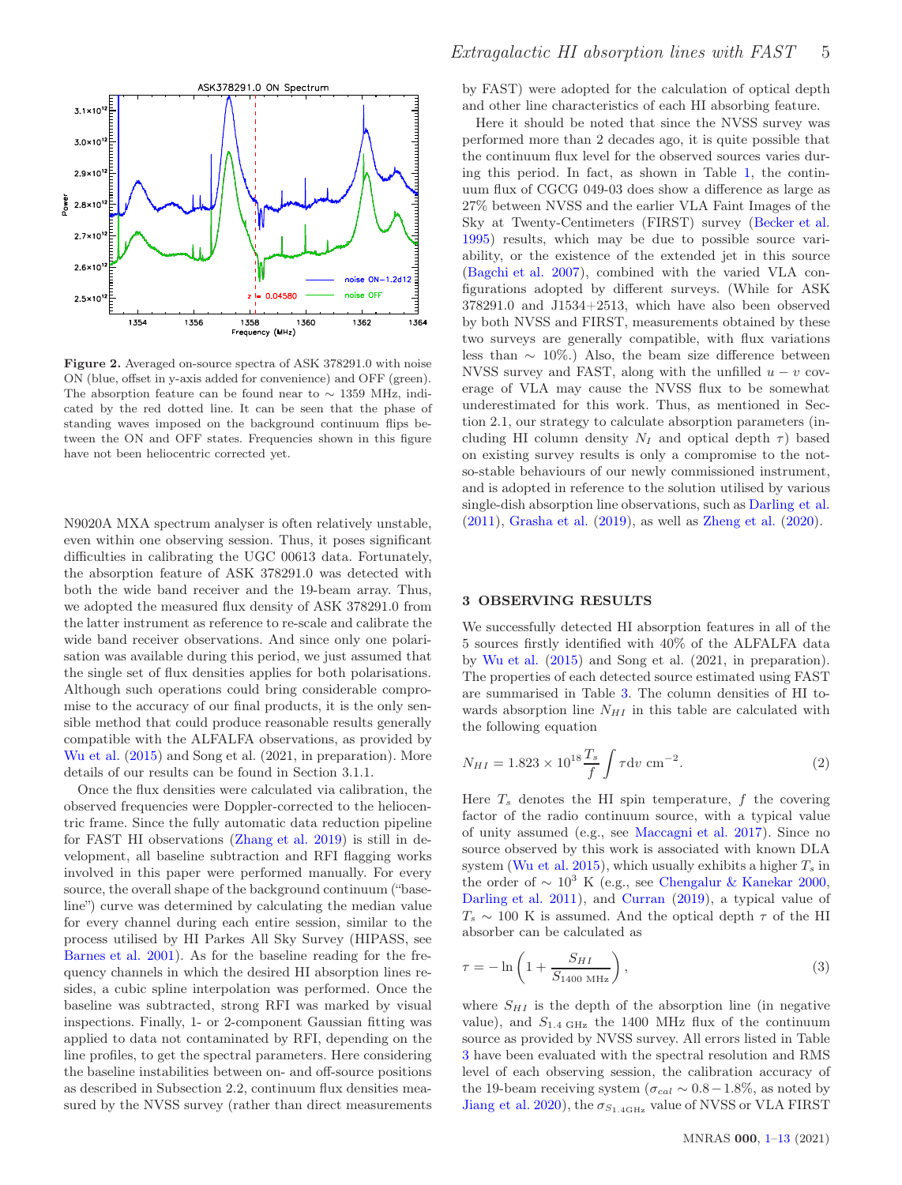**Figure 2.** Averaged on-source spectra of ASK 378291.0 with noise ON (blue, offset in y-axis added for convenience) and OFF (green). The absorption feature can be found near to $\sim$ 1359 MHz, indicated by the red dotted line. It can be seen that the phase of standing waves imposed on the background continuum flips between the ON and OFF states. Frequencies shown in this figure have not been heliocentric corrected yet.

N9020A MXA spectrum analyser is often relatively unstable, even within one observing session. Thus, it poses significant difficulties in calibrating the UGC 00613 data. Fortunately, the absorption feature of ASK 378291.0 was detected with both the wide band receiver and the 19-beam array. Thus, we adopted the measured flux density of ASK 378291.0 from the latter instrument as reference to re-scale and calibrate the wide band receiver observations. And since only one polarisation was available during this period, we just assumed that the single set of flux densities applies for both polarisations. Although such operations could bring considerable compromise to the accuracy of our final products, it is the only sensible method that could produce reasonable results generally compatible with the ALFALFA observations, as provided by Wu et al. (2015) and Song et al. (2021, in preparation). More details of our results can be found in Section 3.1.1.

Once the flux densities were calculated via calibration, the observed frequencies were Doppler-corrected to the heliocentric frame. Since the fully automatic data reduction pipeline for FAST HI observations (Zhang et al. 2019) is still in development, all baseline subtraction and RFI flagging works involved in this paper were performed manually. For every source, the overall shape of the background continuum ("baseline") curve was determined by calculating the median value for every channel during each entire session, similar to the process utilised by HI Parkes All Sky Survey (HIPASS, see Barnes et al. 2001). As for the baseline reading for the frequency channels in which the desired HI absorption lines resides, a cubic spline interpolation was performed. Once the baseline was subtracted, strong RFI was marked by visual inspections. Finally, 1- or 2-component Gaussian fitting was applied to data not contaminated by RFI, depending on the line profiles, to get the spectral parameters. Here considering the baseline instabilities between on- and off-source positions as described in Subsection 2.2, continuum flux densities measured by the NVSS survey (rather than direct measurements by FAST) were adopted for the calculation of optical depth and other line characteristics of each HI absorbing feature.

Here it should be noted that since the NVSS survey was performed more than 2 decades ago, it is quite possible that the continuum flux level for the observed sources varies during this period. In fact, as shown in Table 1, the continuum flux of CGCG 049-03 does show a difference as large as 27% between NVSS and the earlier VLA Faint Images of the Sky at Twenty-Centimeters (FIRST) survey (Becker et al. 1995) results, which may be due to possible source variability, or the existence of the extended jet in this source (Bagchi et al. 2007), combined with the varied VLA configurations adopted by different surveys. (While for ASK 378291.0 and J1534+2513, which have also been observed by both NVSS and FIRST, measurements obtained by these two surveys are generally compatible, with flux variations less than $\sim$ 10%.) Also, the beam size difference between NVSS survey and FAST, along with the unfilled $u-v$ coverage of VLA may cause the NVSS flux to be somewhat underestimated for this work. Thus, as mentioned in Section 2.1, our strategy to calculate absorption parameters (including HI column density $N_I$ and optical depth $\tau$) based on existing survey results is only a compromise to the not-so-stable behaviours of our newly commissioned instrument, and is adopted in reference to the solution utilised by various single-dish absorption line observations, such as Darling et al. (2011), Grasha et al. (2019), as well as Zheng et al. (2020).

## 3 OBSERVING RESULTS

We successfully detected HI absorption features in all of the 5 sources firstly identified with 40% of the ALFALFA data by Wu et al. (2015) and Song et al. (2021, in preparation). The properties of each detected source estimated using FAST are summarised in Table 3. The column densities of HI towards absorption line $N_{HI}$ in this table are calculated with the following equation

$$N_{HI} = 1.823 \times 10^{18} \frac{T_s}{f} \int \tau \mathrm{d}v \ \mathrm{cm}^{-2}. \tag{2}$$

Here $T_s$ denotes the HI spin temperature, $f$ the covering factor of the radio continuum source, with a typical value of unity assumed (e.g., see Maccagni et al. 2017). Since no source observed by this work is associated with known DLA system (Wu et al. 2015), which usually exhibits a higher $T_s$ in the order of $\sim 10^3$ K (e.g., see Chengalur & Kanekar 2000, Darling et al. 2011), and Curran (2019), a typical value of $T_s \sim 100$ K is assumed. And the optical depth $\tau$ of the HI absorber can be calculated as

$$\tau = -\ln \left( 1 + \frac{S_{HI}}{S_{1400\ \mathrm{MHz}}} \right), \tag{3}$$

where $S_{HI}$ is the depth of the absorption line (in negative value), and $S_{1.4\ \mathrm{GHz}}$ the 1400 MHz flux of the continuum source as provided by NVSS survey. All errors listed in Table 3 have been evaluated with the spectral resolution and RMS level of each observing session, the calibration accuracy of the 19-beam receiving system ($\sigma_{cal} \sim 0.8-1.8\%$, as noted by Jiang et al. 2020), the $\sigma_{S_{1.4\mathrm{GHz}}}$ value of NVSS or VLA FIRST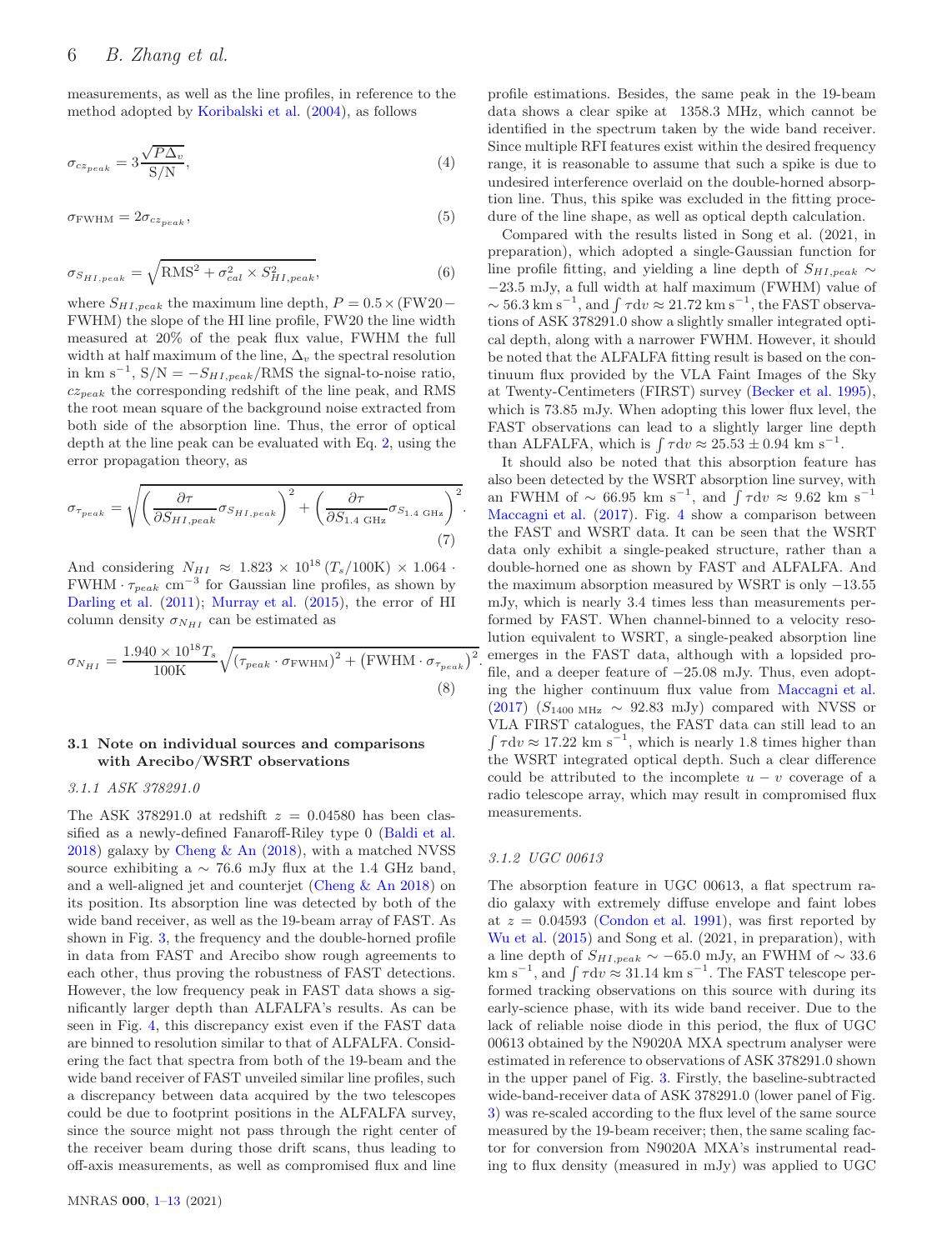measurements, as well as the line profiles, in reference to the method adopted by Koribalski et al. (2004), as follows

$$\sigma_{cz_{peak}} = 3\frac{\sqrt{P\Delta_v}}{\mathrm{S/N}}, \tag{4}$$

$$\sigma_{\mathrm{FWHM}} = 2\sigma_{cz_{peak}}, \tag{5}$$

$$\sigma_{S_{HI,peak}} = \sqrt{\mathrm{RMS}^2 + \sigma_{cal}^2 \times S_{HI,peak}^2}, \tag{6}$$

where $S_{HI,peak}$ the maximum line depth, $P = 0.5 \times (\mathrm{FW20} - \mathrm{FWHM})$ the slope of the HI line profile, FW20 the line width measured at 20% of the peak flux value, FWHM the full width at half maximum of the line, $\Delta_v$ the spectral resolution in km s$^{-1}$, $\mathrm{S/N} = -S_{HI,peak}/\mathrm{RMS}$ the signal-to-noise ratio, $cz_{peak}$ the corresponding redshift of the line peak, and RMS the root mean square of the background noise extracted from both side of the absorption line. Thus, the error of optical depth at the line peak can be evaluated with Eq. 2, using the error propagation theory, as

$$\sigma_{\tau_{peak}} = \sqrt{\left(\frac{\partial\tau}{\partial S_{HI,peak}}\sigma_{S_{HI,peak}}\right)^2 + \left(\frac{\partial\tau}{\partial S_{1.4\ \mathrm{GHz}}}\sigma_{S_{1.4\ \mathrm{GHz}}}\right)^2}. \tag{7}$$

And considering $N_{HI} \approx 1.823 \times 10^{18}\,(T_s/100\mathrm{K}) \times 1.064 \cdot \mathrm{FWHM} \cdot \tau_{peak}$ cm$^{-3}$ for Gaussian line profiles, as shown by Darling et al. (2011); Murray et al. (2015), the error of HI column density $\sigma_{N_{HI}}$ can be estimated as

$$\sigma_{N_{HI}} = \frac{1.940 \times 10^{18} T_s}{100\mathrm{K}}\sqrt{(\tau_{peak} \cdot \sigma_{\mathrm{FWHM}})^2 + (\mathrm{FWHM} \cdot \sigma_{\tau_{peak}})^2}. \tag{8}$$

### 3.1 Note on individual sources and comparisons with Arecibo/WSRT observations

#### 3.1.1 ASK 378291.0

The ASK 378291.0 at redshift $z = 0.04580$ has been classified as a newly-defined Fanaroff-Riley type 0 (Baldi et al. 2018) galaxy by Cheng & An (2018), with a matched NVSS source exhibiting a $\sim$ 76.6 mJy flux at the 1.4 GHz band, and a well-aligned jet and counterjet (Cheng & An 2018) on its position. Its absorption line was detected by both of the wide band receiver, as well as the 19-beam array of FAST. As shown in Fig. 3, the frequency and the double-horned profile in data from FAST and Arecibo show rough agreements to each other, thus proving the robustness of FAST detections. However, the low frequency peak in FAST data shows a significantly larger depth than ALFALFA's results. As can be seen in Fig. 4, this discrepancy exist even if the FAST data are binned to resolution similar to that of ALFALFA. Considering the fact that spectra from both of the 19-beam and the wide band receiver of FAST unveiled similar line profiles, such a discrepancy between data acquired by the two telescopes could be due to footprint positions in the ALFALFA survey, since the source might not pass through the right center of the receiver beam during those drift scans, thus leading to off-axis measurements, as well as compromised flux and line profile estimations. Besides, the same peak in the 19-beam data shows a clear spike at 1358.3 MHz, which cannot be identified in the spectrum taken by the wide band receiver. Since multiple RFI features exist within the desired frequency range, it is reasonable to assume that such a spike is due to undesired interference overlaid on the double-horned absorption line. Thus, this spike was excluded in the fitting procedure of the line shape, as well as optical depth calculation.

Compared with the results listed in Song et al. (2021, in preparation), which adopted a single-Gaussian function for line profile fitting, and yielding a line depth of $S_{HI,peak} \sim -23.5$ mJy, a full width at half maximum (FWHM) value of $\sim 56.3$ km s$^{-1}$, and $\int\tau\mathrm{d}v \approx 21.72$ km s$^{-1}$, the FAST observations of ASK 378291.0 show a slightly smaller integrated optical depth, along with a narrower FWHM. However, it should be noted that the ALFALFA fitting result is based on the continuum flux provided by the VLA Faint Images of the Sky at Twenty-Centimeters (FIRST) survey (Becker et al. 1995), which is 73.85 mJy. When adopting this lower flux level, the FAST observations can lead to a slightly larger line depth than ALFALFA, which is $\int\tau\mathrm{d}v \approx 25.53 \pm 0.94$ km s$^{-1}$.

It should also be noted that this absorption feature has also been detected by the WSRT absorption line survey, with an FWHM of $\sim$ 66.95 km s$^{-1}$, and $\int\tau\mathrm{d}v \approx 9.62$ km s$^{-1}$ Maccagni et al. (2017). Fig. 4 show a comparison between the FAST and WSRT data. It can be seen that the WSRT data only exhibit a single-peaked structure, rather than a double-horned one as shown by FAST and ALFALFA. And the maximum absorption measured by WSRT is only $-13.55$ mJy, which is nearly 3.4 times less than measurements performed by FAST. When channel-binned to a velocity resolution equivalent to WSRT, a single-peaked absorption line emerges in the FAST data, although with a lopsided profile, and a deeper feature of $-25.08$ mJy. Thus, even adopting the higher continuum flux value from Maccagni et al. (2017) ($S_{1400\ \mathrm{MHz}} \sim 92.83$ mJy) compared with NVSS or VLA FIRST catalogues, the FAST data can still lead to an $\int\tau\mathrm{d}v \approx 17.22$ km s$^{-1}$, which is nearly 1.8 times higher than the WSRT integrated optical depth. Such a clear difference could be attributed to the incomplete $u-v$ coverage of a radio telescope array, which may result in compromised flux measurements.

#### 3.1.2 UGC 00613

The absorption feature in UGC 00613, a flat spectrum radio galaxy with extremely diffuse envelope and faint lobes at $z = 0.04593$ (Condon et al. 1991), was first reported by Wu et al. (2015) and Song et al. (2021, in preparation), with a line depth of $S_{HI,peak} \sim -65.0$ mJy, an FWHM of $\sim 33.6$ km s$^{-1}$, and $\int\tau\mathrm{d}v \approx 31.14$ km s$^{-1}$. The FAST telescope performed tracking observations on this source with during its early-science phase, with its wide band receiver. Due to the lack of reliable noise diode in this period, the flux of UGC 00613 obtained by the N9020A MXA spectrum analyser were estimated in reference to observations of ASK 378291.0 shown in the upper panel of Fig. 3. Firstly, the baseline-subtracted wide-band-receiver data of ASK 378291.0 (lower panel of Fig. 3) was re-scaled according to the flux level of the same source measured by the 19-beam receiver; then, the same scaling factor for conversion from N9020A MXA's instrumental reading to flux density (measured in mJy) was applied to UGC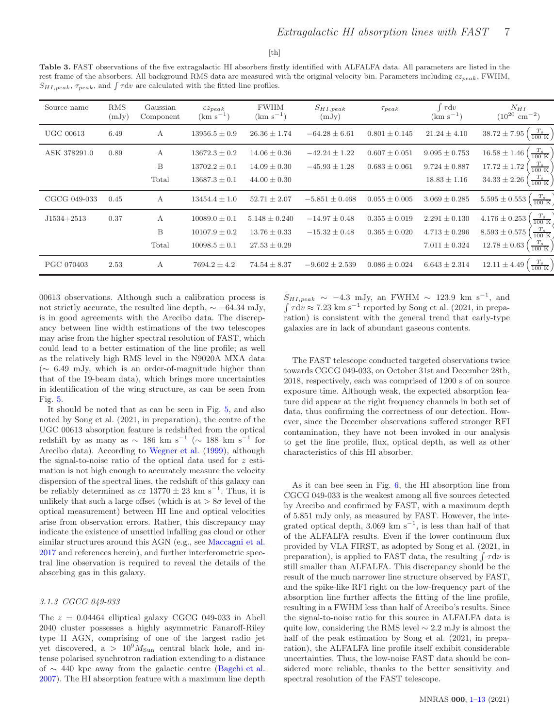[th]

**Table 3.** FAST observations of the five extragalactic HI absorbers firstly identified with ALFALFA data. All parameters are listed in the rest frame of the absorbers. All background RMS data are measured with the original velocity bin. Parameters including $cz_{peak}$, FWHM, $S_{HI,peak}$, $\tau_{peak}$, and $\int \tau \mathrm{d}v$ are calculated with the fitted line profiles.

| Source name | RMS (mJy) | Gaussian Component | $cz_{peak}$ (km s$^{-1}$) | FWHM (km s$^{-1}$) | $S_{HI,peak}$ (mJy) | $\tau_{peak}$ | $\int \tau \mathrm{d}v$ (km s$^{-1}$) | $N_{HI}$ ($10^{20}$ cm$^{-2}$) |
|---|---|---|---|---|---|---|---|---|
| UGC 00613 | 6.49 | A | $13956.5 \pm 0.9$ | $26.36 \pm 1.74$ | $-64.28 \pm 6.61$ | $0.801 \pm 0.145$ | $21.24 \pm 4.10$ | $38.72 \pm 7.95 \left(\frac{T_s}{100\ \mathrm{K}}\right)$ |
| ASK 378291.0 | 0.89 | A | $13672.3 \pm 0.2$ | $14.06 \pm 0.36$ | $-42.24 \pm 1.22$ | $0.607 \pm 0.051$ | $9.095 \pm 0.753$ | $16.58 \pm 1.46 \left(\frac{T_s}{100\ \mathrm{K}}\right)$ |
| | | B | $13702.2 \pm 0.1$ | $14.09 \pm 0.30$ | $-45.93 \pm 1.28$ | $0.683 \pm 0.061$ | $9.724 \pm 0.887$ | $17.72 \pm 1.72 \left(\frac{T_s}{100\ \mathrm{K}}\right)$ |
| | | Total | $13687.3 \pm 0.1$ | $44.00 \pm 0.30$ | | | $18.83 \pm 1.16$ | $34.33 \pm 2.26 \left(\frac{T_s}{100\ \mathrm{K}}\right)$ |
| CGCG 049-033 | 0.45 | A | $13454.4 \pm 1.0$ | $52.71 \pm 2.07$ | $-5.851 \pm 0.468$ | $0.055 \pm 0.005$ | $3.069 \pm 0.285$ | $5.595 \pm 0.553 \left(\frac{T_s}{100\ \mathrm{K}}\right)$ |
| J1534+2513 | 0.37 | A | $10089.0 \pm 0.1$ | $5.148 \pm 0.240$ | $-14.97 \pm 0.48$ | $0.355 \pm 0.019$ | $2.291 \pm 0.130$ | $4.176 \pm 0.253 \left(\frac{T_s}{100\ \mathrm{K}}\right)$ |
| | | B | $10107.9 \pm 0.2$ | $13.76 \pm 0.33$ | $-15.32 \pm 0.48$ | $0.365 \pm 0.020$ | $4.713 \pm 0.296$ | $8.593 \pm 0.575 \left(\frac{T_s}{100\ \mathrm{K}}\right)$ |
| | | Total | $10098.5 \pm 0.1$ | $27.53 \pm 0.29$ | | | $7.011 \pm 0.324$ | $12.78 \pm 0.63 \left(\frac{T_s}{100\ \mathrm{K}}\right)$ |
| PGC 070403 | 2.53 | A | $7694.2 \pm 4.2$ | $74.54 \pm 8.37$ | $-9.602 \pm 2.539$ | $0.086 \pm 0.024$ | $6.643 \pm 2.314$ | $12.11 \pm 4.49 \left(\frac{T_s}{100\ \mathrm{K}}\right)$ |

00613 observations. Although such a calibration process is not strictly accurate, the resulted line depth, $\sim -64.34$ mJy, is in good agreements with the Arecibo data. The discrepancy between line width estimations of the two telescopes may arise from the higher spectral resolution of FAST, which could lead to a better estimation of the line profile; as well as the relatively high RMS level in the N9020A MXA data ($\sim$ 6.49 mJy, which is an order-of-magnitude higher than that of the 19-beam data), which brings more uncertainties in identification of the wing structure, as can be seen from Fig. 5.

It should be noted that as can be seen in Fig. 5, and also noted by Song et al. (2021, in preparation), the centre of the UGC 00613 absorption feature is redshifted from the optical redshift by as many as $\sim$ 186 km s$^{-1}$ ($\sim$ 188 km s$^{-1}$ for Arecibo data). According to Wegner et al. (1999), although the signal-to-noise ratio of the optical data used for $z$ estimation is not high enough to accurately measure the velocity dispersion of the spectral lines, the redshift of this galaxy can be reliably determined as $cz$ $13770 \pm 23$ km s$^{-1}$. Thus, it is unlikely that such a large offset (which is at $> 8\sigma$ level of the optical measurement) between HI line and optical velocities arise from observation errors. Rather, this discrepancy may indicate the existence of unsettled infalling gas cloud or other similar structures around this AGN (e.g., see Maccagni et al. 2017 and references herein), and further interferometric spectral line observation is required to reveal the details of the absorbing gas in this galaxy.

### 3.1.3 CGCG 049-033

The $z = 0.04464$ elliptical galaxy CGCG 049-033 in Abell 2040 cluster possesses a highly asymmetric Fanaroff-Riley type II AGN, comprising of one of the largest radio jet yet discovered, a $> 10^9 M_{\mathrm{Sun}}$ central black hole, and intense polarised synchrotron radiation extending to a distance of $\sim$ 440 kpc away from the galactic centre (Bagchi et al. 2007). The HI absorption feature with a maximum line depth $S_{HI,peak} \sim -4.3$ mJy, an FWHM $\sim$ 123.9 km s$^{-1}$, and $\int \tau \mathrm{d}v \approx 7.23$ km s$^{-1}$ reported by Song et al. (2021, in preparation) is consistent with the general trend that early-type galaxies are in lack of abundant gaseous contents.

The FAST telescope conducted targeted observations twice towards CGCG 049-033, on October 31st and December 28th, 2018, respectively, each was comprised of 1200 s of on source exposure time. Although weak, the expected absorption feature did appear at the right frequency channels in both set of data, thus confirming the correctness of our detection. However, since the December observations suffered stronger RFI contamination, they have not been invoked in our analysis to get the line profile, flux, optical depth, as well as other characteristics of this HI absorber.

As it can bee seen in Fig. 6, the HI absorption line from CGCG 049-033 is the weakest among all five sources detected by Arecibo and confirmed by FAST, with a maximum depth of 5.851 mJy only, as measured by FAST. However, the integrated optical depth, 3.069 km s$^{-1}$, is less than half of that of the ALFALFA results. Even if the lower continuum flux provided by VLA FIRST, as adopted by Song et al. (2021, in preparation), is applied to FAST data, the resulting $\int \tau \mathrm{d}\nu$ is still smaller than ALFALFA. This discrepancy should be the result of the much narrower line structure observed by FAST, and the spike-like RFI right on the low-frequency part of the absorption line further affects the fitting of the line profile, resulting in a FWHM less than half of Arecibo's results. Since the signal-to-noise ratio for this source in ALFALFA data is quite low, considering the RMS level $\sim$ 2.2 mJy is almost the half of the peak estimation by Song et al. (2021, in preparation), the ALFALFA line profile itself exhibit considerable uncertainties. Thus, the low-noise FAST data should be considered more reliable, thanks to the better sensitivity and spectral resolution of the FAST telescope.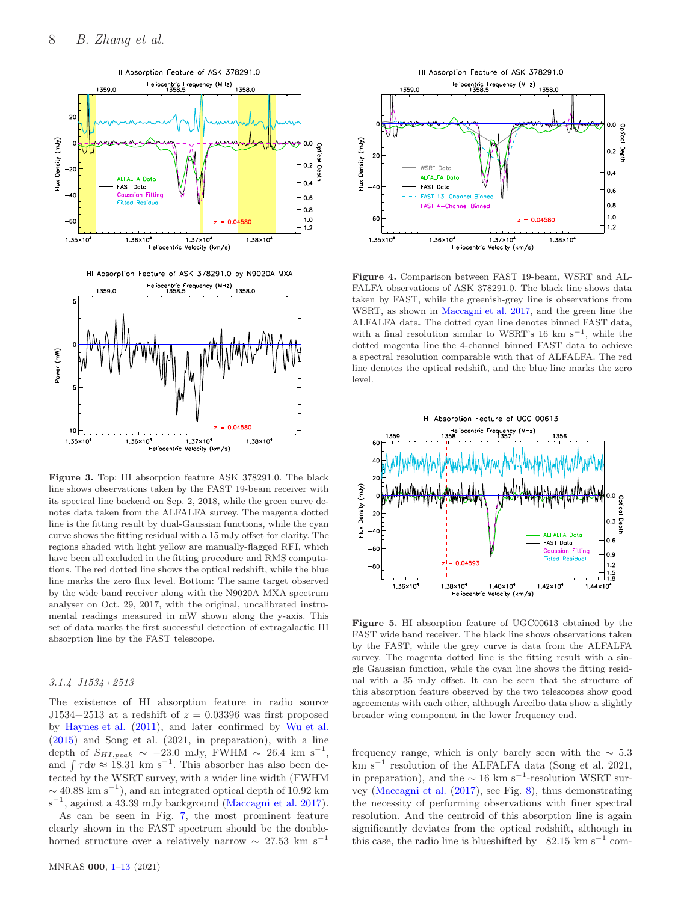**Figure 3.** Top: HI absorption feature ASK 378291.0. The black line shows observations taken by the FAST 19-beam receiver with its spectral line backend on Sep. 2, 2018, while the green curve denotes data taken from the ALFALFA survey. The magenta dotted line is the fitting result by dual-Gaussian functions, while the cyan curve shows the fitting residual with a 15 mJy offset for clarity. The regions shaded with light yellow are manually-flagged RFI, which have been all excluded in the fitting procedure and RMS computations. The red dotted line shows the optical redshift, while the blue line marks the zero flux level. Bottom: The same target observed by the wide band receiver along with the N9020A MXA spectrum analyser on Oct. 29, 2017, with the original, uncalibrated instrumental readings measured in mW shown along the y-axis. This set of data marks the first successful detection of extragalactic HI absorption line by the FAST telescope.

**Figure 4.** Comparison between FAST 19-beam, WSRT and ALFALFA observations of ASK 378291.0. The black line shows data taken by FAST, while the greenish-grey line is observations from WSRT, as shown in Maccagni et al. 2017, and the green line the ALFALFA data. The dotted cyan line denotes binned FAST data, with a final resolution similar to WSRT's 16 km $s^{-1}$, while the dotted magenta line the 4-channel binned FAST data to achieve a spectral resolution comparable with that of ALFALFA. The red line denotes the optical redshift, and the blue line marks the zero level.

**Figure 5.** HI absorption feature of UGC00613 obtained by the FAST wide band receiver. The black line shows observations taken by the FAST, while the grey curve is data from the ALFALFA survey. The magenta dotted line is the fitting result with a single Gaussian function, while the cyan line shows the fitting residual with a 35 mJy offset. It can be seen that the structure of this absorption feature observed by the two telescopes show good agreements with each other, although Arecibo data show a slightly broader wing component in the lower frequency end.

### 3.1.4 J1534+2513

The existence of HI absorption feature in radio source J1534+2513 at a redshift of $z = 0.03396$ was first proposed by Haynes et al. (2011), and later confirmed by Wu et al. (2015) and Song et al. (2021, in preparation), with a line depth of $S_{HI,peak} \sim -23.0$ mJy, FWHM $\sim 26.4$ km $s^{-1}$, and $\int \tau dv \approx 18.31$ km $s^{-1}$. This absorber has also been detected by the WSRT survey, with a wider line width (FWHM $\sim 40.88$ km $s^{-1}$), and an integrated optical depth of 10.92 km $s^{-1}$, against a 43.39 mJy background (Maccagni et al. 2017).

As can be seen in Fig. 7, the most prominent feature clearly shown in the FAST spectrum should be the double-horned structure over a relatively narrow $\sim 27.53$ km $s^{-1}$ frequency range, which is only barely seen with the $\sim 5.3$ km $s^{-1}$ resolution of the ALFALFA data (Song et al. 2021, in preparation), and the $\sim 16$ km $s^{-1}$-resolution WSRT survey (Maccagni et al. (2017), see Fig. 8), thus demonstrating the necessity of performing observations with finer spectral resolution. And the centroid of this absorption line is again significantly deviates from the optical redshift, although in this case, the radio line is blueshifted by 82.15 km $s^{-1}$ com-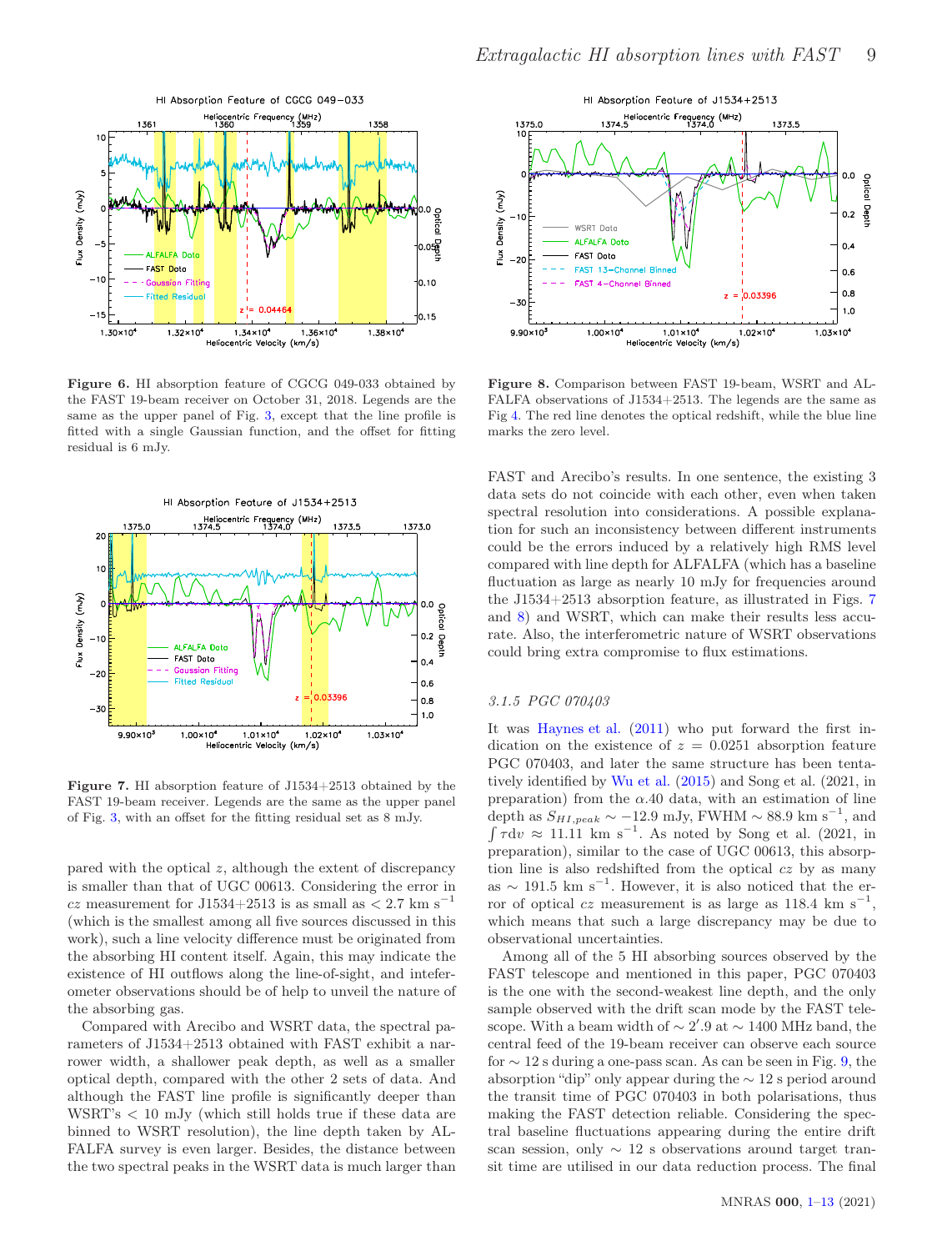**Figure 6.** HI absorption feature of CGCG 049-033 obtained by the FAST 19-beam receiver on October 31, 2018. Legends are the same as the upper panel of Fig. 3, except that the line profile is fitted with a single Gaussian function, and the offset for fitting residual is 6 mJy.

**Figure 7.** HI absorption feature of J1534+2513 obtained by the FAST 19-beam receiver. Legends are the same as the upper panel of Fig. 3, with an offset for the fitting residual set as 8 mJy.

pared with the optical $z$, although the extent of discrepancy is smaller than that of UGC 00613. Considering the error in $cz$ measurement for J1534+2513 is as small as $< 2.7$ km s$^{-1}$ (which is the smallest among all five sources discussed in this work), such a line velocity difference must be originated from the absorbing HI content itself. Again, this may indicate the existence of HI outflows along the line-of-sight, and interferometer observations should be of help to unveil the nature of the absorbing gas.

Compared with Arecibo and WSRT data, the spectral parameters of J1534+2513 obtained with FAST exhibit a narrower width, a shallower peak depth, as well as a smaller optical depth, compared with the other 2 sets of data. And although the FAST line profile is significantly deeper than WSRT's $< 10$ mJy (which still holds true if these data are binned to WSRT resolution), the line depth taken by ALFALFA survey is even larger. Besides, the distance between the two spectral peaks in the WSRT data is much larger than FAST and Arecibo's results. In one sentence, the existing 3 data sets do not coincide with each other, even when taken spectral resolution into considerations. A possible explanation for such an inconsistency between different instruments could be the errors induced by a relatively high RMS level compared with line depth for ALFALFA (which has a baseline fluctuation as large as nearly 10 mJy for frequencies around the J1534+2513 absorption feature, as illustrated in Figs. 7 and 8) and WSRT, which can make their results less accurate. Also, the interferometric nature of WSRT observations could bring extra compromise to flux estimations.

**Figure 8.** Comparison between FAST 19-beam, WSRT and ALFALFA observations of J1534+2513. The legends are the same as Fig 4. The red line denotes the optical redshift, while the blue line marks the zero level.

### 3.1.5 PGC 070403

It was Haynes et al. (2011) who put forward the first indication on the existence of $z = 0.0251$ absorption feature PGC 070403, and later the same structure has been tentatively identified by Wu et al. (2015) and Song et al. (2021, in preparation) from the $\alpha$.40 data, with an estimation of line depth as $S_{HI,peak} \sim -12.9$ mJy, FWHM $\sim 88.9$ km s$^{-1}$, and $\int \tau dv \approx 11.11$ km s$^{-1}$. As noted by Song et al. (2021, in preparation), similar to the case of UGC 00613, this absorption line is also redshifted from the optical $cz$ by as many as $\sim 191.5$ km s$^{-1}$. However, it is also noticed that the error of optical $cz$ measurement is as large as 118.4 km s$^{-1}$, which means that such a large discrepancy may be due to observational uncertainties.

Among all of the 5 HI absorbing sources observed by the FAST telescope and mentioned in this paper, PGC 070403 is the one with the second-weakest line depth, and the only sample observed with the drift scan mode by the FAST telescope. With a beam width of $\sim 2'.9$ at $\sim 1400$ MHz band, the central feed of the 19-beam receiver can observe each source for $\sim 12$ s during a one-pass scan. As can be seen in Fig. 9, the absorption "dip" only appear during the $\sim 12$ s period around the transit time of PGC 070403 in both polarisations, thus making the FAST detection reliable. Considering the spectral baseline fluctuations appearing during the entire drift scan session, only $\sim 12$ s observations around target transit time are utilised in our data reduction process. The final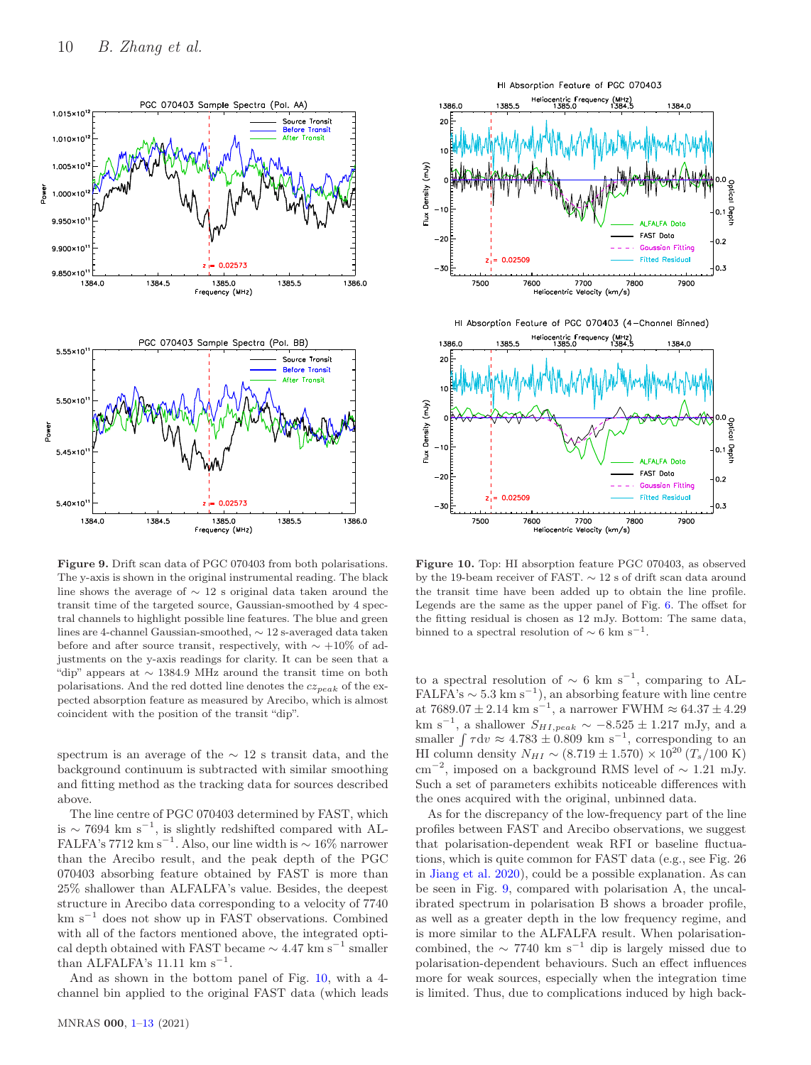**Figure 9.** Drift scan data of PGC 070403 from both polarisations. The y-axis is shown in the original instrumental reading. The black line shows the average of $\sim$ 12 s original data taken around the transit time of the targeted source, Gaussian-smoothed by 4 spectral channels to highlight possible line features. The blue and green lines are 4-channel Gaussian-smoothed, $\sim$ 12 s-averaged data taken before and after source transit, respectively, with $\sim +10\%$ of adjustments on the y-axis readings for clarity. It can be seen that a "dip" appears at $\sim$ 1384.9 MHz around the transit time on both polarisations. And the red dotted line denotes the $cz_{peak}$ of the expected absorption feature as measured by Arecibo, which is almost coincident with the position of the transit "dip".

**Figure 10.** Top: HI absorption feature PGC 070403, as observed by the 19-beam receiver of FAST. $\sim$ 12 s of drift scan data around the transit time have been added up to obtain the line profile. Legends are the same as the upper panel of Fig. 6. The offset for the fitting residual is chosen as 12 mJy. Bottom: The same data, binned to a spectral resolution of $\sim$ 6 km s$^{-1}$.

spectrum is an average of the $\sim$ 12 s transit data, and the background continuum is subtracted with similar smoothing and fitting method as the tracking data for sources described above.

The line centre of PGC 070403 determined by FAST, which is $\sim$ 7694 km s$^{-1}$, is slightly redshifted compared with ALFALFA's 7712 km s$^{-1}$. Also, our line width is $\sim$ 16% narrower than the Arecibo result, and the peak depth of the PGC 070403 absorbing feature obtained by FAST is more than 25% shallower than ALFALFA's value. Besides, the deepest structure in Arecibo data corresponding to a velocity of 7740 km s$^{-1}$ does not show up in FAST observations. Combined with all of the factors mentioned above, the integrated optical depth obtained with FAST became $\sim$ 4.47 km s$^{-1}$ smaller than ALFALFA's 11.11 km s$^{-1}$.

And as shown in the bottom panel of Fig. 10, with a 4-channel bin applied to the original FAST data (which leads to a spectral resolution of $\sim$ 6 km s$^{-1}$, comparing to ALFALFA's $\sim$ 5.3 km s$^{-1}$), an absorbing feature with line centre at $7689.07 \pm 2.14$ km s$^{-1}$, a narrower FWHM $\approx 64.37 \pm 4.29$ km s$^{-1}$, a shallower $S_{HI,peak} \sim -8.525 \pm 1.217$ mJy, and a smaller $\int \tau \mathrm{d}v \approx 4.783 \pm 0.809$ km s$^{-1}$, corresponding to an HI column density $N_{HI} \sim (8.719 \pm 1.570) \times 10^{20}$ $(T_s/100$ K$)$ cm$^{-2}$, imposed on a background RMS level of $\sim$ 1.21 mJy. Such a set of parameters exhibits noticeable differences with the ones acquired with the original, unbinned data.

As for the discrepancy of the low-frequency part of the line profiles between FAST and Arecibo observations, we suggest that polarisation-dependent weak RFI or baseline fluctuations, which is quite common for FAST data (e.g., see Fig. 26 in Jiang et al. 2020), could be a possible explanation. As can be seen in Fig. 9, compared with polarisation A, the uncalibrated spectrum in polarisation B shows a broader profile, as well as a greater depth in the low frequency regime, and is more similar to the ALFALFA result. When polarisation-combined, the $\sim$ 7740 km s$^{-1}$ dip is largely missed due to polarisation-dependent behaviours. Such an effect influences more for weak sources, especially when the integration time is limited. Thus, due to complications induced by high back-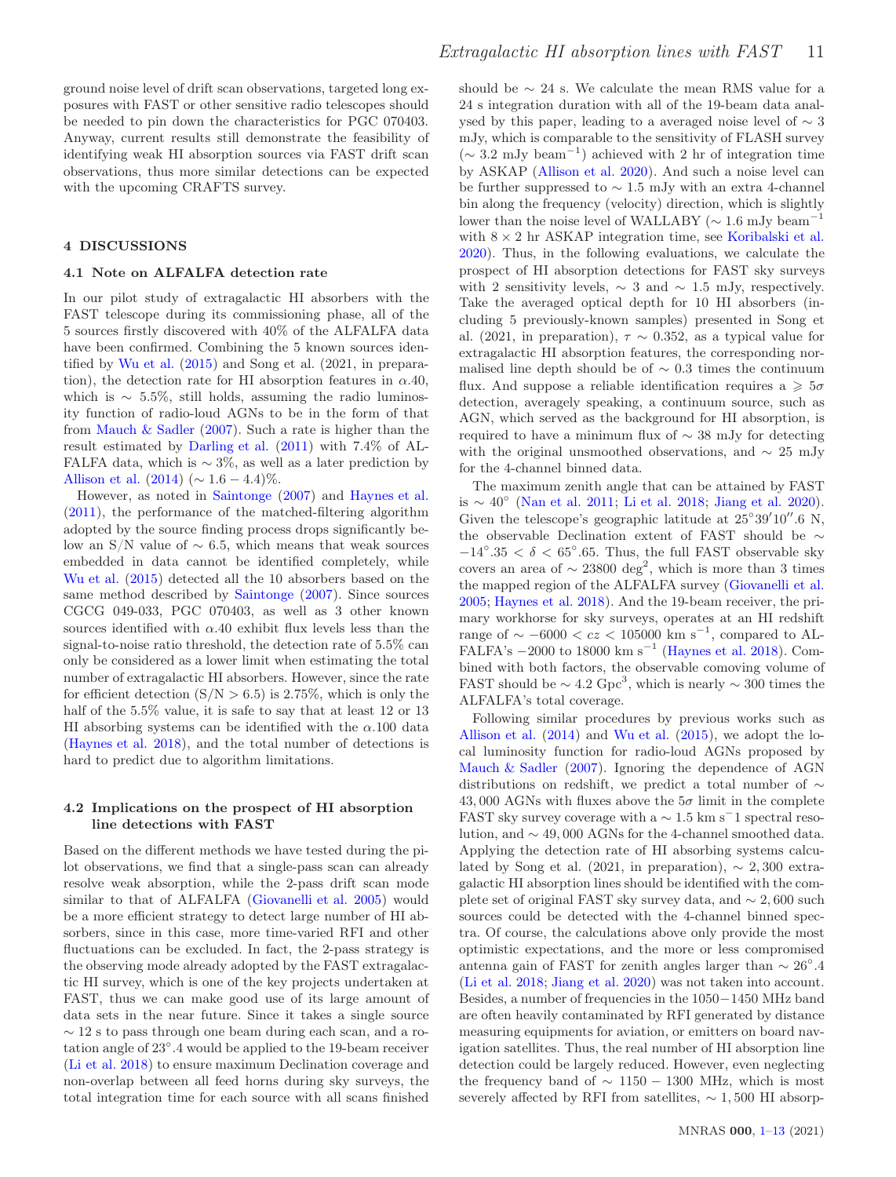ground noise level of drift scan observations, targeted long exposures with FAST or other sensitive radio telescopes should be needed to pin down the characteristics for PGC 070403. Anyway, current results still demonstrate the feasibility of identifying weak HI absorption sources via FAST drift scan observations, thus more similar detections can be expected with the upcoming CRAFTS survey.

## 4 DISCUSSIONS

### 4.1 Note on ALFALFA detection rate

In our pilot study of extragalactic HI absorbers with the FAST telescope during its commissioning phase, all of the 5 sources firstly discovered with 40% of the ALFALFA data have been confirmed. Combining the 5 known sources identified by Wu et al. (2015) and Song et al. (2021, in preparation), the detection rate for HI absorption features in $\alpha$.40, which is $\sim$ 5.5%, still holds, assuming the radio luminosity function of radio-loud AGNs to be in the form of that from Mauch & Sadler (2007). Such a rate is higher than the result estimated by Darling et al. (2011) with 7.4% of ALFALFA data, which is $\sim$ 3%, as well as a later prediction by Allison et al. (2014) ($\sim 1.6-4.4$)%.

However, as noted in Saintonge (2007) and Haynes et al. (2011), the performance of the matched-filtering algorithm adopted by the source finding process drops significantly below an S/N value of $\sim$ 6.5, which means that weak sources embedded in data cannot be identified completely, while Wu et al. (2015) detected all the 10 absorbers based on the same method described by Saintonge (2007). Since sources CGCG 049-033, PGC 070403, as well as 3 other known sources identified with $\alpha$.40 exhibit flux levels less than the signal-to-noise ratio threshold, the detection rate of 5.5% can only be considered as a lower limit when estimating the total number of extragalactic HI absorbers. However, since the rate for efficient detection (S/N > 6.5) is 2.75%, which is only the half of the 5.5% value, it is safe to say that at least 12 or 13 HI absorbing systems can be identified with the $\alpha$.100 data (Haynes et al. 2018), and the total number of detections is hard to predict due to algorithm limitations.

### 4.2 Implications on the prospect of HI absorption line detections with FAST

Based on the different methods we have tested during the pilot observations, we find that a single-pass scan can already resolve weak absorption, while the 2-pass drift scan mode similar to that of ALFALFA (Giovanelli et al. 2005) would be a more efficient strategy to detect large number of HI absorbers, since in this case, more time-varied RFI and other fluctuations can be excluded. In fact, the 2-pass strategy is the observing mode already adopted by the FAST extragalactic HI survey, which is one of the key projects undertaken at FAST, thus we can make good use of its large amount of data sets in the near future. Since it takes a single source $\sim$ 12 s to pass through one beam during each scan, and a rotation angle of 23$^{\circ}$.4 would be applied to the 19-beam receiver (Li et al. 2018) to ensure maximum Declination coverage and non-overlap between all feed horns during sky surveys, the total integration time for each source with all scans finished should be $\sim$ 24 s. We calculate the mean RMS value for a 24 s integration duration with all of the 19-beam data analysed by this paper, leading to a averaged noise level of $\sim$ 3 mJy, which is comparable to the sensitivity of FLASH survey ($\sim$ 3.2 mJy beam$^{-1}$) achieved with 2 hr of integration time by ASKAP (Allison et al. 2020). And such a noise level can be further suppressed to $\sim$ 1.5 mJy with an extra 4-channel bin along the frequency (velocity) direction, which is slightly lower than the noise level of WALLABY ($\sim$ 1.6 mJy beam$^{-1}$ with $8\times2$ hr ASKAP integration time, see Koribalski et al. 2020). Thus, in the following evaluations, we calculate the prospect of HI absorption detections for FAST sky surveys with 2 sensitivity levels, $\sim$ 3 and $\sim$ 1.5 mJy, respectively. Take the averaged optical depth for 10 HI absorbers (including 5 previously-known samples) presented in Song et al. (2021, in preparation), $\tau\sim0.352$, as a typical value for extragalactic HI absorption features, the corresponding normalised line depth should be of $\sim$ 0.3 times the continuum flux. And suppose a reliable identification requires a $\geqslant 5\sigma$ detection, averagely speaking, a continuum source, such as AGN, which served as the background for HI absorption, is required to have a minimum flux of $\sim$ 38 mJy for detecting with the original unsmoothed observations, and $\sim$ 25 mJy for the 4-channel binned data.

The maximum zenith angle that can be attained by FAST is $\sim 40^{\circ}$ (Nan et al. 2011; Li et al. 2018; Jiang et al. 2020). Given the telescope's geographic latitude at 25$^{\circ}$39$'$10$''$.6 N, the observable Declination extent of FAST should be $\sim -14^{\circ}.35<\delta<65^{\circ}.65$. Thus, the full FAST observable sky covers an area of $\sim$ 23800 deg$^2$, which is more than 3 times the mapped region of the ALFALFA survey (Giovanelli et al. 2005; Haynes et al. 2018). And the 19-beam receiver, the primary workhorse for sky surveys, operates at an HI redshift range of $\sim -6000<cz<105000$ km s$^{-1}$, compared to ALFALFA's $-2000$ to 18000 km s$^{-1}$ (Haynes et al. 2018). Combined with both factors, the observable comoving volume of FAST should be $\sim$ 4.2 Gpc$^3$, which is nearly $\sim$ 300 times the ALFALFA's total coverage.

Following similar procedures by previous works such as Allison et al. (2014) and Wu et al. (2015), we adopt the local luminosity function for radio-loud AGNs proposed by Mauch & Sadler (2007). Ignoring the dependence of AGN distributions on redshift, we predict a total number of $\sim$ 43,000 AGNs with fluxes above the $5\sigma$ limit in the complete FAST sky survey coverage with a $\sim$ 1.5 km s$^{-}$1 spectral resolution, and $\sim$ 49,000 AGNs for the 4-channel smoothed data. Applying the detection rate of HI absorbing systems calculated by Song et al. (2021, in preparation), $\sim$ 2,300 extragalactic HI absorption lines should be identified with the complete set of original FAST sky survey data, and $\sim$ 2,600 such sources could be detected with the 4-channel binned spectra. Of course, the calculations above only provide the most optimistic expectations, and the more or less compromised antenna gain of FAST for zenith angles larger than $\sim 26^{\circ}.4$ (Li et al. 2018; Jiang et al. 2020) was not taken into account. Besides, a number of frequencies in the 1050$-$1450 MHz band are often heavily contaminated by RFI generated by distance measuring equipments for aviation, or emitters on board navigation satellites. Thus, the real number of HI absorption line detection could be largely reduced. However, even neglecting the frequency band of $\sim$ 1150 $-$ 1300 MHz, which is most severely affected by RFI from satellites, $\sim$ 1,500 HI absorp-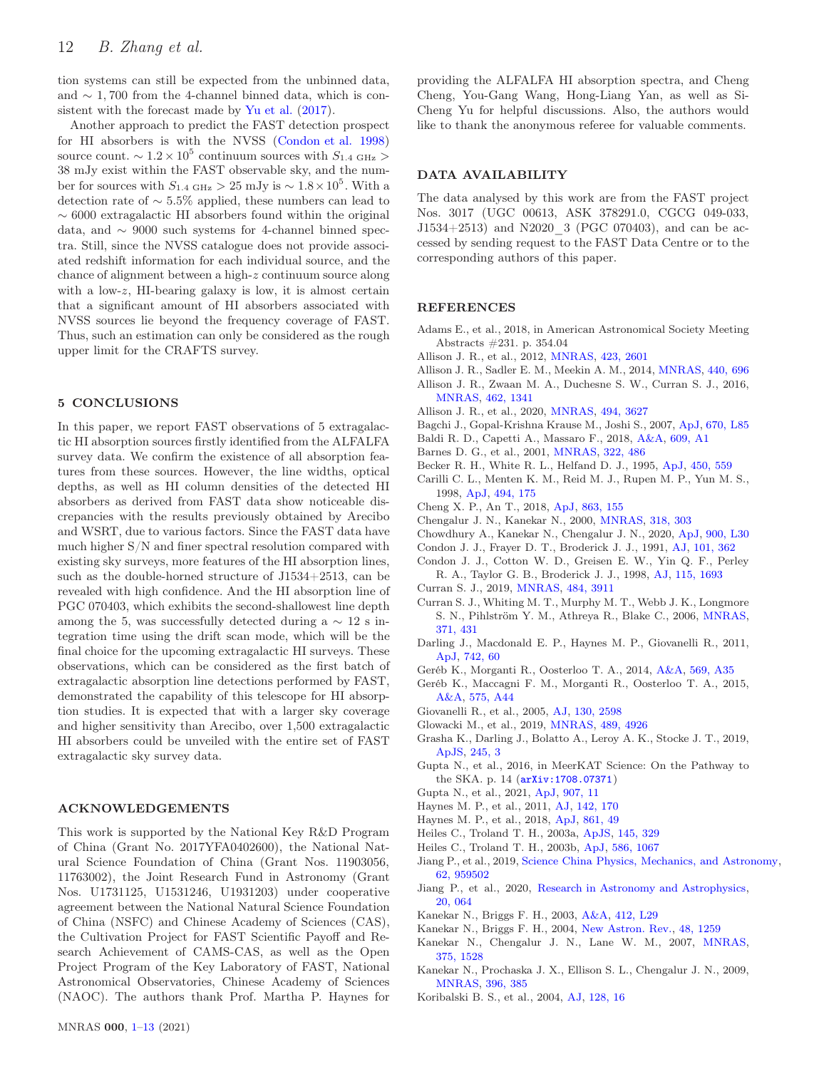tion systems can still be expected from the unbinned data, and $\sim 1,700$ from the 4-channel binned data, which is consistent with the forecast made by Yu et al. (2017).

Another approach to predict the FAST detection prospect for HI absorbers is with the NVSS (Condon et al. 1998) source count. $\sim 1.2\times10^5$ continuum sources with $S_{1.4\ \mathrm{GHz}} > 38$ mJy exist within the FAST observable sky, and the number for sources with $S_{1.4\ \mathrm{GHz}} > 25$ mJy is $\sim 1.8\times10^5$. With a detection rate of $\sim 5.5\%$ applied, these numbers can lead to $\sim 6000$ extragalactic HI absorbers found within the original data, and $\sim 9000$ such systems for 4-channel binned spectra. Still, since the NVSS catalogue does not provide associated redshift information for each individual source, and the chance of alignment between a high-$z$ continuum source along with a low-$z$, HI-bearing galaxy is low, it is almost certain that a significant amount of HI absorbers associated with NVSS sources lie beyond the frequency coverage of FAST. Thus, such an estimation can only be considered as the rough upper limit for the CRAFTS survey.

## 5 CONCLUSIONS

In this paper, we report FAST observations of 5 extragalactic HI absorption sources firstly identified from the ALFALFA survey data. We confirm the existence of all absorption features from these sources. However, the line widths, optical depths, as well as HI column densities of the detected HI absorbers as derived from FAST data show noticeable discrepancies with the results previously obtained by Arecibo and WSRT, due to various factors. Since the FAST data have much higher S/N and finer spectral resolution compared with existing sky surveys, more features of the HI absorption lines, such as the double-horned structure of J1534+2513, can be revealed with high confidence. And the HI absorption line of PGC 070403, which exhibits the second-shallowest line depth among the 5, was successfully detected during a $\sim 12$ s integration time using the drift scan mode, which will be the final choice for the upcoming extragalactic HI surveys. These observations, which can be considered as the first batch of extragalactic absorption line detections performed by FAST, demonstrated the capability of this telescope for HI absorption studies. It is expected that with a larger sky coverage and higher sensitivity than Arecibo, over 1,500 extragalactic HI absorbers could be unveiled with the entire set of FAST extragalactic sky survey data.

## ACKNOWLEDGEMENTS

This work is supported by the National Key R&D Program of China (Grant No. 2017YFA0402600), the National Natural Science Foundation of China (Grant Nos. 11903056, 11763002), the Joint Research Fund in Astronomy (Grant Nos. U1731125, U1531246, U1931203) under cooperative agreement between the National Natural Science Foundation of China (NSFC) and Chinese Academy of Sciences (CAS), the Cultivation Project for FAST Scientific Payoff and Research Achievement of CAMS-CAS, as well as the Open Project Program of the Key Laboratory of FAST, National Astronomical Observatories, Chinese Academy of Sciences (NAOC). The authors thank Prof. Martha P. Haynes for providing the ALFALFA HI absorption spectra, and Cheng Cheng, You-Gang Wang, Hong-Liang Yan, as well as Si-Cheng Yu for helpful discussions. Also, the authors would like to thank the anonymous referee for valuable comments.

## DATA AVAILABILITY

The data analysed by this work are from the FAST project Nos. 3017 (UGC 00613, ASK 378291.0, CGCG 049-033, J1534+2513) and N2020_3 (PGC 070403), and can be accessed by sending request to the FAST Data Centre or to the corresponding authors of this paper.

## REFERENCES

Adams E., et al., 2018, in American Astronomical Society Meeting Abstracts #231. p. 354.04
Allison J. R., et al., 2012, MNRAS, 423, 2601
Allison J. R., Sadler E. M., Meekin A. M., 2014, MNRAS, 440, 696
Allison J. R., Zwaan M. A., Duchesne S. W., Curran S. J., 2016, MNRAS, 462, 1341
Allison J. R., et al., 2020, MNRAS, 494, 3627
Bagchi J., Gopal-Krishna Krause M., Joshi S., 2007, ApJ, 670, L85
Baldi R. D., Capetti A., Massaro F., 2018, A&A, 609, A1
Barnes D. G., et al., 2001, MNRAS, 322, 486
Becker R. H., White R. L., Helfand D. J., 1995, ApJ, 450, 559
Carilli C. L., Menten K. M., Reid M. J., Rupen M. P., Yun M. S., 1998, ApJ, 494, 175
Cheng X. P., An T., 2018, ApJ, 863, 155
Chengalur J. N., Kanekar N., 2000, MNRAS, 318, 303
Chowdhury A., Kanekar N., Chengalur J. N., 2020, ApJ, 900, L30
Condon J. J., Frayer D. T., Broderick J. J., 1991, AJ, 101, 362
Condon J. J., Cotton W. D., Greisen E. W., Yin Q. F., Perley R. A., Taylor G. B., Broderick J. J., 1998, AJ, 115, 1693
Curran S. J., 2019, MNRAS, 484, 3911
Curran S. J., Whiting M. T., Murphy M. T., Webb J. K., Longmore S. N., Pihlström Y. M., Athreya R., Blake C., 2006, MNRAS, 371, 431
Darling J., Macdonald E. P., Haynes M. P., Giovanelli R., 2011, ApJ, 742, 60
Gerêb K., Morganti R., Oosterloo T. A., 2014, A&A, 569, A35
Gerêb K., Maccagni F. M., Morganti R., Oosterloo T. A., 2015, A&A, 575, A44
Giovanelli R., et al., 2005, AJ, 130, 2598
Glowacki M., et al., 2019, MNRAS, 489, 4926
Grasha K., Darling J., Bolatto A., Leroy A. K., Stocke J. T., 2019, ApJS, 245, 3
Gupta N., et al., 2016, in MeerKAT Science: On the Pathway to the SKA. p. 14 (arXiv:1708.07371)
Gupta N., et al., 2021, ApJ, 907, 11
Haynes M. P., et al., 2011, AJ, 142, 170
Haynes M. P., et al., 2018, ApJ, 861, 49
Heiles C., Troland T. H., 2003a, ApJS, 145, 329
Heiles C., Troland T. H., 2003b, ApJ, 586, 1067
Jiang P., et al., 2019, Science China Physics, Mechanics, and Astronomy, 62, 959502
Jiang P., et al., 2020, Research in Astronomy and Astrophysics, 20, 064
Kanekar N., Briggs F. H., 2003, A&A, 412, L29
Kanekar N., Briggs F. H., 2004, New Astron. Rev., 48, 1259
Kanekar N., Chengalur J. N., Lane W. M., 2007, MNRAS, 375, 1528
Kanekar N., Prochaska J. X., Ellison S. L., Chengalur J. N., 2009, MNRAS, 396, 385
Koribalski B. S., et al., 2004, AJ, 128, 16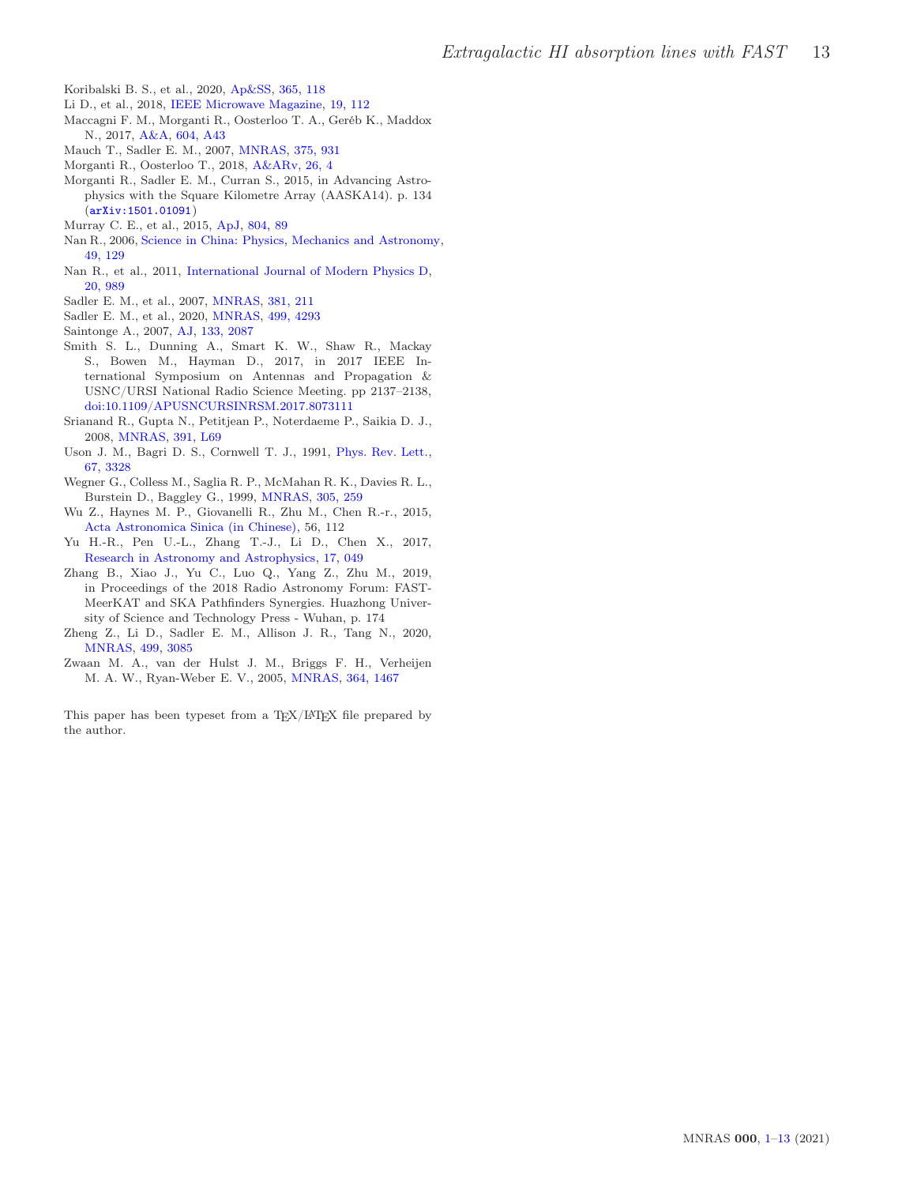Koribalski B. S., et al., 2020, Ap&SS, 365, 118

Li D., et al., 2018, IEEE Microwave Magazine, 19, 112

Maccagni F. M., Morganti R., Oosterloo T. A., Geréb K., Maddox N., 2017, A&A, 604, A43

Mauch T., Sadler E. M., 2007, MNRAS, 375, 931

Morganti R., Oosterloo T., 2018, A&ARv, 26, 4

Morganti R., Sadler E. M., Curran S., 2015, in Advancing Astrophysics with the Square Kilometre Array (AASKA14). p. 134 (arXiv:1501.01091)

Murray C. E., et al., 2015, ApJ, 804, 89

Nan R., 2006, Science in China: Physics, Mechanics and Astronomy, 49, 129

Nan R., et al., 2011, International Journal of Modern Physics D, 20, 989

Sadler E. M., et al., 2007, MNRAS, 381, 211

Sadler E. M., et al., 2020, MNRAS, 499, 4293

Saintonge A., 2007, AJ, 133, 2087

Smith S. L., Dunning A., Smart K. W., Shaw R., Mackay S., Bowen M., Hayman D., 2017, in 2017 IEEE International Symposium on Antennas and Propagation & USNC/URSI National Radio Science Meeting. pp 2137–2138, doi:10.1109/APUSNCURSINRSM.2017.8073111

Srianand R., Gupta N., Petitjean P., Noterdaeme P., Saikia D. J., 2008, MNRAS, 391, L69

Uson J. M., Bagri D. S., Cornwell T. J., 1991, Phys. Rev. Lett., 67, 3328

Wegner G., Colless M., Saglia R. P., McMahan R. K., Davies R. L., Burstein D., Baggley G., 1999, MNRAS, 305, 259

Wu Z., Haynes M. P., Giovanelli R., Zhu M., Chen R.-r., 2015, Acta Astronomica Sinica (in Chinese), 56, 112

Yu H.-R., Pen U.-L., Zhang T.-J., Li D., Chen X., 2017, Research in Astronomy and Astrophysics, 17, 049

Zhang B., Xiao J., Yu C., Luo Q., Yang Z., Zhu M., 2019, in Proceedings of the 2018 Radio Astronomy Forum: FAST-MeerKAT and SKA Pathfinders Synergies. Huazhong University of Science and Technology Press - Wuhan, p. 174

Zheng Z., Li D., Sadler E. M., Allison J. R., Tang N., 2020, MNRAS, 499, 3085

Zwaan M. A., van der Hulst J. M., Briggs F. H., Verheijen M. A. W., Ryan-Weber E. V., 2005, MNRAS, 364, 1467

This paper has been typeset from a TEX/LATEX file prepared by the author.